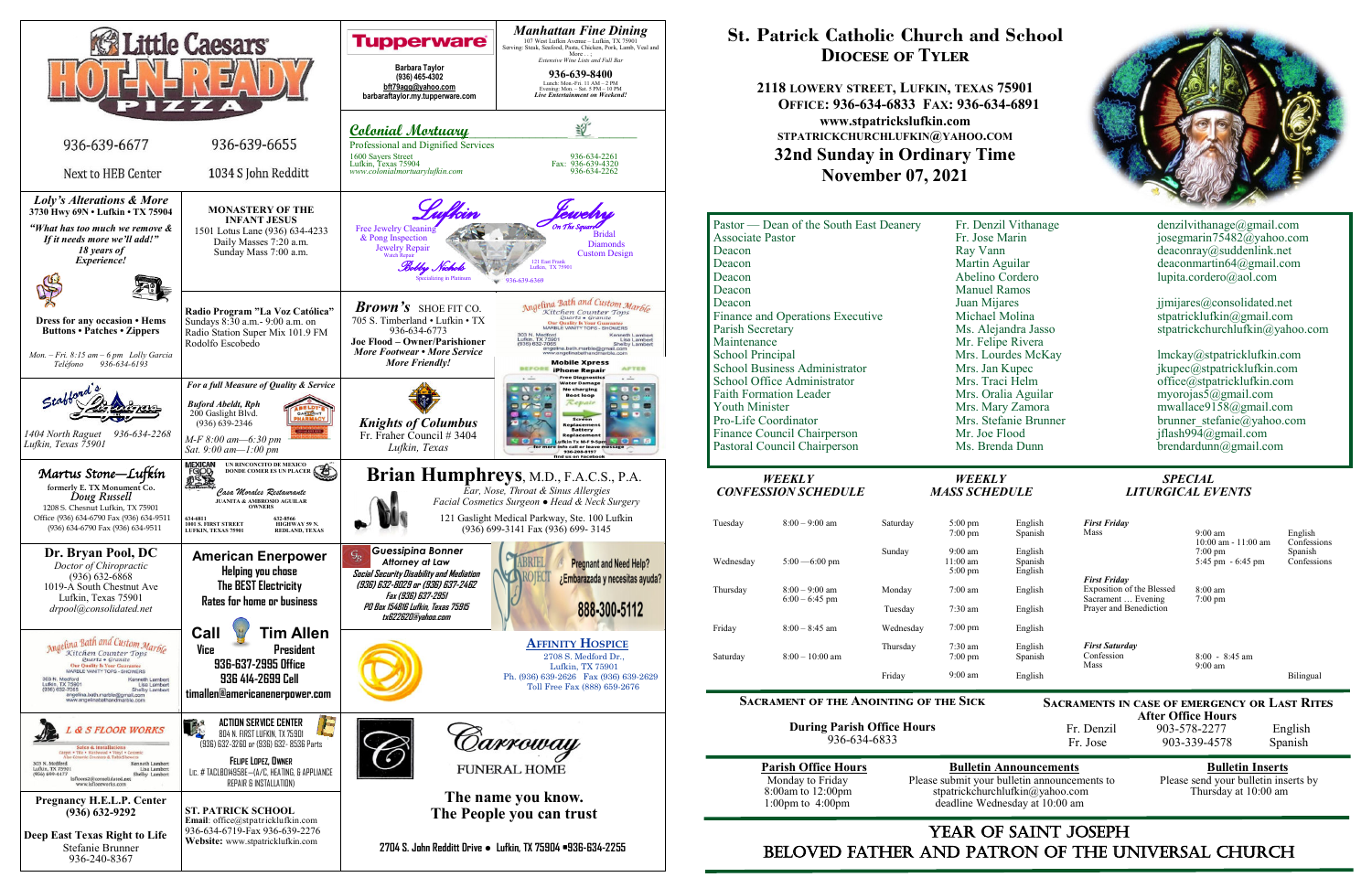# St. Patrick Catholic Church and School

## Diocese of Tyler

**2118 Lowery Street, Lufkin, Texas 75901**
**Office: 936-634-6833 Fax: 936-634-6891**
**www.stpatrickslufkin.com**
**STPATRICKCHURCHLUFKIN@YAHOO.COM**

**32nd Sunday in Ordinary Time**
**November 07, 2021**

| | | |
|---|---|---|
| Pastor — Dean of the South East Deanery | Fr. Denzil Vithanage | denzilvithanage@gmail.com |
| Associate Pastor | Fr. Jose Marin | josegmarin75482@yahoo.com |
| Deacon | Ray Vann | deaconray@suddenlink.net |
| Deacon | Martin Aguilar | deaconmartin64@gmail.com |
| Deacon | Abelino Cordero | lupita.cordero@aol.com |
| Deacon | Manuel Ramos | |
| Deacon | Juan Mijares | jjmijares@consolidated.net |
| Finance and Operations Executive | Michael Molina | stpatricklufkin@gmail.com |
| Parish Secretary | Ms. Alejandra Jasso | stpatrickchurchlufkin@yahoo.com |
| Maintenance | Mr. Felipe Rivera | |
| School Principal | Mrs. Lourdes McKay | lmckay@stpatricklufkin.com |
| School Business Administrator | Mrs. Jan Kupec | jkupec@stpatricklufkin.com |
| School Office Administrator | Mrs. Traci Helm | office@stpatricklufkin.com |
| Faith Formation Leader | Mrs. Oralia Aguilar | myorojas5@gmail.com |
| Youth Minister | Mrs. Mary Zamora | mwallace9158@gmail.com |
| Pro-Life Coordinator | Mrs. Stefanie Brunner | brunner_stefanie@yahoo.com |
| Finance Council Chairperson | Mr. Joe Flood | jflash994@gmail.com |
| Pastoral Council Chairperson | Ms. Brenda Dunn | brendardunn@gmail.com |

### *Weekly Confession Schedule*

| | |
|---|---|
| Tuesday | 8:00 – 9:00 am |
| Wednesday | 5:00 —6:00 pm |
| Thursday | 8:00 – 9:00 am<br>6:00 – 6:45 pm |
| Friday | 8:00 – 8:45 am |
| Saturday | 8:00 – 10:00 am |

### *Weekly Mass Schedule*

| | | |
|---|---|---|
| Saturday | 5:00 pm<br>7:00 pm | English<br>Spanish |
| Sunday | 9:00 am<br>11:00 am<br>5:00 pm | English<br>Spanish<br>English |
| Monday | 7:00 am | English |
| Tuesday | 7:30 am | English |
| Wednesday | 7:00 pm | English |
| Thursday | 7:30 am<br>7:00 pm | English<br>Spanish |
| Friday | 9:00 am | English |

### *Special Liturgical Events*

| | | |
|---|---|---|
| ***First Friday***<br>Mass | 9:00 am<br>10:00 am - 11:00 am<br>7:00 pm<br>5:45 pm - 6:45 pm | English<br>Confessions<br>Spanish<br>Confessions |
| ***First Friday***<br>Exposition of the Blessed Sacrament ... Evening<br>Prayer and Benediction | 8:00 am<br>7:00 pm | |
| ***First Saturday***<br>Confession<br>Mass | 8:00 - 8:45 am<br>9:00 am | Bilingual |

### Sacrament of the Anointing of the Sick

**During Parish Office Hours**
936-634-6833

### Sacraments in case of emergency or Last Rites

**After Office Hours**

| | | |
|---|---|---|
| Fr. Denzil | 903-578-2277 | English |
| Fr. Jose | 903-339-4578 | Spanish |

**Parish Office Hours**
Monday to Friday
8:00am to 12:00pm
1:00pm to 4:00pm

**Bulletin Announcements**
Please submit your bulletin announcements to stpatrickchurchlufkin@yahoo.com deadline Wednesday at 10:00 am

**Bulletin Inserts**
Please send your bulletin inserts by Thursday at 10:00 am

## Year of Saint Joseph
## Beloved Father and Patron of the Universal Church

---

**Little Caesars Hot-N-Ready Pizza**
936-639-6677 — Next to HEB Center
936-639-6655 — 1034 S John Redditt

**Tupperware** — Barbara Taylor (936) 465-4302 bft79aga@yahoo.com barbarataylor.my.tupperware.com

***Manhattan Fine Dining*** — 107 West Lufkin Avenue – Lufkin, TX 75901. Serving: Steak, Seafood, Pasta, Chicken, Pork, Lamb, Veal and More . . . *Extensive Wine Lists and Full Bar*. **936-639-8400**. Lunch: Mon.-Fri. 11 AM – 2 PM; Evening: Mon. – Sat. 5 PM – 10 PM. *Live Entertainment on Weekend!*

***Colonial Mortuary*** — Professional and Dignified Services. 1600 Sayers Street, Lufkin, Texas 75904. www.colonialmortuarylufkin.com. 936-634-2261, Fax: 936-639-4320, 936-634-2262

***Loly's Alterations & More*** — 3730 Hwy 69N • Lufkin • TX 75904. *"What has too much we remove & If it needs more we'll add!" 18 years of Experience!* Dress for any occasion • Hems, Buttons • Patches • Zippers. *Mon. – Fri. 8:15 am – 6 pm Lolly Garcia, Teléfono 936-634-6193*

**Monastery of the Infant Jesus** — 1501 Lotus Lane (936) 634-4233. Daily Masses 7:20 a.m. Sunday Mass 7:00 a.m.

**Lufkin Jewelry On The Square** — Free Jewelry Cleaning & Prong Inspection, Jewelry Repair, Watch Repair. Bridal, Diamonds, Custom Design. Bobby Nichols, Specializing in Platinum. 121 East Frank, Lufkin, TX 75901. 936-639-6369

**Radio Program "La Voz Católica"** — Sundays 8:30 a.m.- 9:00 a.m. on Radio Station Super Mix 101.9 FM. Rodolfo Escobedo

***Brown's*** **Shoe Fit Co.** — 705 S. Timberland • Lufkin • TX. 936-634-6773. **Joe Flood – Owner/Parishioner**. ***More Footwear • More Service More Friendly!***

**Angelina Bath and Custom Marble** — Kitchen Counter Tops, Quartz • Granite. Our Quality Is Your Guarantee. Marble Vanity Tops - Showers. 303 N. Medford, Lufkin, TX 75901, (936) 632-7065. Kenneth Lambert, Lisa Lambert, Shelby Lambert. angelina.bath.marble@gmail.com, www.angelinabathandmarble.com

**Mobile Xpress iPhone Repair** — Free Diagnostics, Water Damage, No charging, Boot loop, Repair, Screen Replacement, Battery Replacement. Lufkin Tx M-F 9-5pm, for more info call or leave message 936-205-8197, find us on Facebook

***For a full Measure of Quality & Service*** — ***Buford Abeldt, Rph*** — Abeldt's Gaslight Pharmacy, 200 Gaslight Blvd. (936) 639-2346. *M-F 8:00 am—6:30 pm, Sat. 9:00 am—1:00 pm*

**Stafford's Lufkin Auto Glass** — 1404 North Raguet 936-634-2268, Lufkin, Texas 75901

***Knights of Columbus*** — Fr. Fraher Council # 3404, *Lufkin, Texas*

***Martus Stone—Lufkin*** — formerly E. TX Monument Co. *Doug Russell*. 1208 S. Chestnut Lufkin, TX 75901. Office (936) 634-6790 Fax (936) 634-9511, (936) 634-6790 Fax (936) 634-9511

**Mexican Food — Un Rinconcito de Mexico, Donde Comer Es Un Placer** — *Casa Morales Restaurante*. Juanita & Ambrosio Aguilar, Owners. 634-6811, 1001 S. First Street, Lufkin, Texas 75901; 632-8566, Highway 59 N., Redland, Texas

**Brian Humphreys**, M.D., F.A.C.S., P.A. — *Ear, Nose, Throat & Sinus Allergies. Facial Cosmetics Surgeon ● Head & Neck Surgery*. 121 Gaslight Medical Parkway, Ste. 100 Lufkin. (936) 699-3141 Fax (936) 699- 3145

**Dr. Bryan Pool, DC** — *Doctor of Chiropractic*. (936) 632-6868. 1019-A South Chestnut Ave, Lufkin, Texas 75901. *drpool@consolidated.net*

**American Enerpower** — Helping you chose The BEST Electricity Rates for home or business. **Call Tim Allen**, Vice President. 936-637-2995 Office, 936 414-2699 Cell. timallen@americanenerpower.com

**Guessipina Bonner** — *Attorney at Law. Social Security Disability and Mediation*. (936) 632-8029 or (936) 637-2462, Fax (936) 637-2951, PO Box 154816 Lufkin, Texas 75915. tx622620@yahoo.com

**Gabriel Project** — Pregnant and Need Help? ¿Embarazada y necesitas ayuda? 888-300-5112

**Affinity Hospice** — 2708 S. Medford Dr., Lufkin, TX 75901. Ph. (936) 639-2626 Fax (936) 639-2629. Toll Free Fax (888) 659-2676

**L & S Floor Works** — Sales & Installation. Carpet • Tile • Hardwood • Vinyl • Ceramic. Also Granite Counters & Table/Showers. 303 N. Medford, Lufkin, TX 75901, (936) 699-4477. Kenneth Lambert, Lisa Lambert, Shelby Lambert. lsfloors@consolidated.net, www.lsfloorworks.com

**Action Service Center** — 804 N. First Lufkin, TX 75901. (936) 632-3260 or (936) 632- 8536 Parts. Felipe Lopez, Owner. Lic. # TACLB049588E—(A/C, Heating, & Appliance Repair & Installation)

**Carroway Funeral Home** — The name you know. The People you can trust. 2704 S. John Redditt Drive ● Lufkin, TX 75904 ●936-634-2255

**Pregnancy H.E.L.P. Center** (936) 632-9292

**Deep East Texas Right to Life** — Stefanie Brunner 936-240-8367

**St. Patrick School** — **Email**: office@stpatricklufkin.com. 936-634-6719-Fax 936-639-2276. **Website:** www.stpatricklufkin.com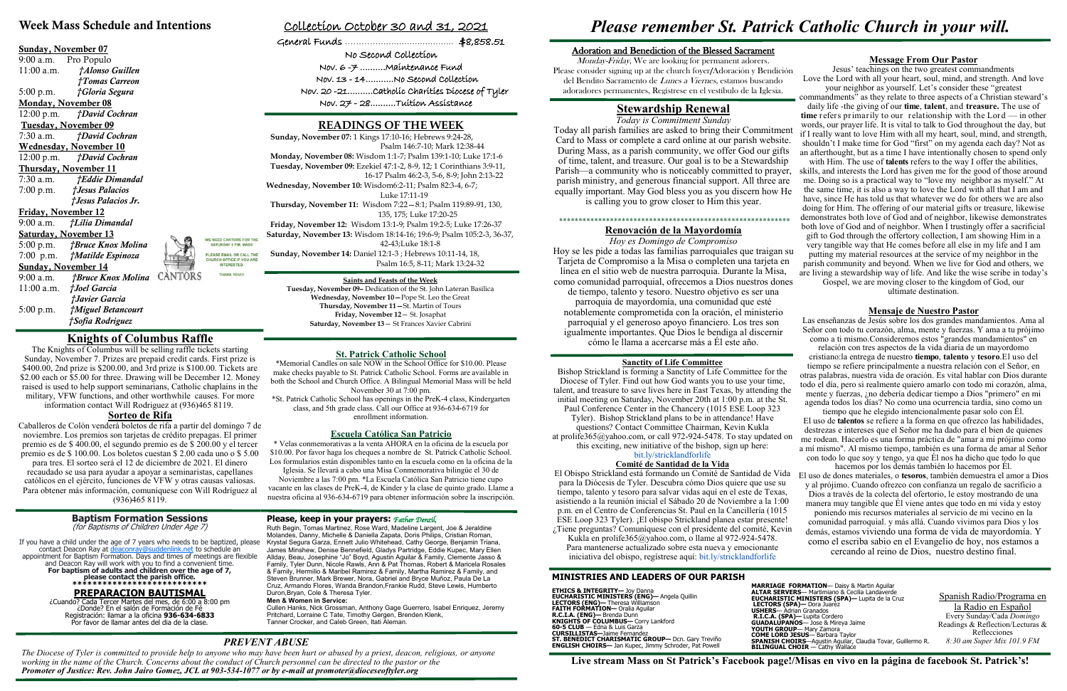## Week Mass Schedule and Intentions

**Sunday, November 07**
9:00 a.m. Pro Populo
11:00 a.m. *†Alonso Guillen*
*†Tomas Carreon*
5:00 p.m. *†Gloria Segura*

**Monday, November 08**
12:00 p.m. *†David Cochran*

**Tuesday, November 09**
7:30 a.m. *†David Cochran*

**Wednesday, November 10**
12:00 p.m. *†David Cochran*

**Thursday, November 11**
7:30 a.m. *†Eddie Dimandal*
7:00 p.m. *†Jesus Palacios*
*†Jesus Palacios Jr.*

**Friday, November 12**
9:00 a.m. *†Lilia Dimandal*

**Saturday, November 13**
5:00 p.m. *†Bruce Knox Molina*
7:00 p.m. *†Matilde Espinoza*

**Sunday, November 14**
9:00 a.m. *†Bruce Knox Molina*
11:00 a.m. *†Joel Garcia*
*†Javier Garcia*
5:00 p.m. *†Miguel Betancourt*
*†Sofia Rodriguez*

CANTORS
WE NEED CANTORS FOR THE SATURDAY 5 P.M. MASS
PLEASE EMAIL OR CALL THE CHURCH OFFICE IF YOU ARE INTERESTED
THANK YOU!!!

## Knights of Columbus Raffle

The Knights of Columbus will be selling raffle tickets starting Sunday, November 7. Prizes are prepaid credit cards. First prize is $400.00, 2nd prize is $200.00, and 3rd prize is $100.00. Tickets are $2.00 each or $5.00 for three. Drawing will be December 12. Money raised is used to help support seminarians, Catholic chaplains in the military, VFW functions, and other worthwhile causes. For more information contact Will Rodriguez at (936)465 8119.

### Sorteo de Rifa

Caballeros de Colón venderá boletos de rifa a partir del domingo 7 de noviembre. Los premios son tarjetas de crédito prepagas. El primer premio es de $ 400.00, el segundo premio es de $ 200.00 y el tercer premio es de $ 100.00. Los boletos cuestan $ 2.00 cada uno o $ 5.00 para tres. El sorteo será el 12 de diciembre de 2021. El dinero recaudado se usa para ayudar a apoyar a seminaristas, capellanes católicos en el ejército, funciones de VFW y otras causas valiosas. Para obtener más información, comuníquese con Will Rodríguez al (936)465 8119.

### Baptism Formation Sessions
*(for Baptisms of Children Under Age 7)*

If you have a child under the age of 7 years who needs to be baptized, please contact Deacon Ray at deaconray@suddenlink.net to schedule an appointment for Baptism Formation. Days and times of meetings are flexible and Deacon Ray will work with you to find a convenient time.
**For baptism of adults and children over the age of 7, please contact the parish office.**
**\*\*\*\*\*\*\*\*\*\*\*\*\*\*\*\*\*\*\*\*\*\*\*\*\*\*\*\*\***

### PREPARACION BAUTISMAL

¿Cuando? Cada Tercer Martes del mes, de 6:00 a 8:00 pm
¿Donde? En el salón de Formación de Fé
Registración: llamar a la oficina **936-634-6833**
Por favor de llamar antes del dia de la clase.

## Collection October 30 and 31, 2021

General Funds .......................................... $8,858.51

No Second Collection
Nov. 6 -7 ..........Maintenance Fund
Nov. 13 - 14...........No Second Collection
Nov. 20 -21..........Catholic Charities Diocese of Tyler
Nov. 27 - 28..........Tuition Assistance

## READINGS OF THE WEEK

**Sunday, November 07:** 1 Kings 17:10-16; Hebrews 9:24-28, Psalm 146:7-10; Mark 12:38-44
**Monday, November 08:** Wisdom 1:1-7; Psalm 139:1-10; Luke 17:1-6
**Tuesday, November 09:** Ezekiel 47:1-2, 8-9, 12; 1 Corinthians 3:9-11, 16-17 Psalm 46:2-3, 5-6, 8-9; John 2:13-22
**Wednesday, November 10:** Wisdom6:2-11; Psalm 82:3-4, 6-7; Luke 17:11-19
**Thursday, November 11:** Wisdom 7:22—8:1; Psalm 119:89-91, 130, 135, 175; Luke 17:20-25
**Friday, November 12:** Wisdom 13:1-9; Psalm 19:2-5; Luke 17:26-37
**Saturday, November 13:** Wisdom 18:14-16; 19:6-9; Psalm 105:2-3, 36-37, 42-43;Luke 18:1-8
**Sunday, November 14:** Daniel 12:1-3 ; Hebrews 10:11-14, 18, Psalm 16:5, 8-11; Mark 13:24-32

**Saints and Feasts of the Week**
**Tuesday, November 09–** Dedication of the St. John Lateran Basilica
**Wednesday, November 10—**Pope St. Leo the Great
**Thursday, November 11—**St. Martin of Tours
**Friday, November 12—** St. Josaphat
**Saturday, November 13**— St Frances Xavier Cabrini

### St. Patrick Catholic School

\*Memorial Candles on sale NOW in the School Office for $10.00. Please make checks payable to St. Patrick Catholic School. Forms are available in both the School and Church Office. A Bilingual Memorial Mass will be held November 30 at 7:00 pm.
\*St. Patrick Catholic School has openings in the PreK-4 class, Kindergarten class, and 5th grade class. Call our Office at 936-634-6719 for enrollment information.

### Escuela Católica San Patricio

\* Velas conmemorativas a la venta AHORA en la oficina de la escuela por $10.00. Por favor haga los cheques a nombre de St. Patrick Catholic School. Los formularios están disponibles tanto en la escuela como en la oficina de la Iglesia. Se llevará a cabo una Misa Conmemorativa bilingüe el 30 de Noviembre a las 7:00 pm. \*La Escuela Católica San Patricio tiene cupo vacante en las clases de PreK-4, de Kinder y la clase de quinto grado. Llame a nuestra oficina al 936-634-6719 para obtener información sobre la inscripción.

### Please, keep in your prayers: *Father Denzil,*

Ruth Begin, Tomas Martinez, Rose Ward, Madeline Largent, Joe & Jeraldine Molandes, Danny, Michelle & Daniella Zapata, Doris Philips, Cristian Roman, Krystal Segura Garza, Ennett Julio Whitehead, Cathy George, Benjamin Triana, James Minshew, Denise Bennefield, Gladys Partridge, Eddie Kupec, Mary Ellen Allday, Beau, Josephine "Jo" Boyd, Agustin Aguilar & Family, Clemente Jasso & Family, Tyler Dunn, Nicole Rawls, Ann & Pat Thomas, Robert & Maricela Rosales & Family, Hermilio & Maribel Ramirez & Family, Martha Ramirez & Family, and Steven Brunner, Mark Brewer, Nora, Gabriel and Bryce Muñoz, Paula De La Cruz, Armando Flores, Wanda Brandon,Frankie Rudd, Steve Lewis, Humberto Duron,Bryan, Cole & Theresa Tyler.
**Men & Women in Service:**
Cullen Hanks, Nick Grossman, Anthony Gage Guerrero, Isabel Enriquez, Jeremy Pritchard, Lorraine C Tate, Timothy Gergen, Brenden Klenk, Tanner Crocker, and Caleb Green, Itati Aleman.

## PREVENT ABUSE

*The Diocese of Tyler is committed to provide help to anyone who may have been hurt or abused by a priest, deacon, religious, or anyone working in the name of the Church. Concerns about the conduct of Church personnel can be directed to the pastor or the* ***Promoter of Justice: Rev. John Jairo Gomez, JCL at 903-534-1077 or by e-mail at promoter@dioceseoftyler.org***

# Please remember St. Patrick Catholic Church in your will.

### Adoration and Benediction of the Blessed Sacrament

*Monday-Friday,* We are looking for permanent adorers. Please consider signing up at the church foyer/Adoración y Bendición del Bendito Sacramento de *Lunes a Viernes*, estamos buscando adoradores permanentes, Regístrese en el vestíbulo de la Iglesia.

## Stewardship Renewal

*Today is Commitment Sunday*

Today all parish families are asked to bring their Commitment Card to Mass or complete a card online at our parish website. During Mass, as a parish community, we offer God our gifts of time, talent, and treasure. Our goal is to be a Stewardship Parish—a community who is noticeably committed to prayer, parish ministry, and generous financial support. All three are equally important. May God bless you as you discern how He is calling you to grow closer to Him this year.

\*\*\*\*\*\*\*\*\*\*\*\*\*\*\*\*\*\*\*\*\*\*\*\*\*\*\*\*\*\*\*\*\*\*\*\*\*\*\*\*\*\*\*\*\*\*\*\*\*\*\*\*\*\*\*\*\*\*\*\*

## Renovación de la Mayordomía

*Hoy es Domingo de Compromiso*

Hoy se les pide a todas las familias parroquiales que traigan su Tarjeta de Compromiso a la Misa o completen una tarjeta en línea en el sitio web de nuestra parroquia. Durante la Misa, como comunidad parroquial, ofrecemos a Dios nuestros dones de tiempo, talento y tesoro. Nuestro objetivo es ser una parroquia de mayordomía, una comunidad que esté notablemente comprometida con la oración, el ministerio parroquial y el generoso apoyo financiero. Los tres son igualmente importantes. Que Dios le bendiga al discernir cómo le llama a acercarse más a Él este año.

### Sanctity of Life Committee

Bishop Strickland is forming a Sanctity of Life Committee for the Diocese of Tyler. Find out how God wants you to use your time, talent, and treasure to save lives here in East Texas, by attending the initial meeting on Saturday, November 20th at 1:00 p.m. at the St. Paul Conference Center in the Chancery (1015 ESE Loop 323 Tyler). Bishop Strickland plans to be in attendance! Have questions? Contact Committee Chairman, Kevin Kukla at prolife365@yahoo.com, or call 972-924-5478. To stay updated on this exciting, new initiative of the bishop, sign up here: bit.ly/stricklandforlife

### Comité de Santidad de la Vida

El Obispo Strickland está formando un Comité de Santidad de Vida para la Diócesis de Tyler. Descubra cómo Dios quiere que use su tiempo, talento y tesoro para salvar vidas aquí en el este de Texas, asistiendo a la reunión inicial el Sábado 20 de Noviembre a la 1:00 p.m. en el Centro de Conferencias St. Paul en la Cancillería (1015 ESE Loop 323 Tyler). ¡El obispo Strickland planea estar presente! ¿Tiene preguntas? Comuníquese con el presidente del comité, Kevin Kukla en prolife365@yahoo.com, o llame al 972-924-5478. Para mantenerse actualizado sobre esta nueva y emocionante iniciativa del obispo, regístrese aquí: bit.ly/stricklandforlife

### Message From Our Pastor

Jesus' teachings on the two greatest commandments Love the Lord with all your heart, soul, mind, and strength. And love your neighbor as yourself. Let's consider these "greatest commandments" as they relate to three aspects of a Christian steward's daily life -the giving of our **time**, **talent**, and **treasure.** The use of **time** refers primarily to our relationship with the Lord — in other words, our prayer life. It is vital to talk to God throughout the day, but if I really want to love Him with all my heart, soul, mind, and strength, shouldn't I make time for God "first" on my agenda each day? Not as an afterthought, but as a time I have intentionally chosen to spend only with Him. The use of **talents** refers to the way I offer the abilities, skills, and interests the Lord has given me for the good of those around me. Doing so is a practical way to "love my neighbor as myself." At the same time, it is also a way to love the Lord with all that I am and have, since He has told us that whatever we do for others we are also doing for Him. The offering of our material gifts or treasure, likewise demonstrates both love of God and of neighbor, likewise demonstrates both love of God and of neighbor. When I trustingly offer a sacrificial gift to God through the offertory collection, I am showing Him in a very tangible way that He comes before all else in my life and I am putting my material resources at the service of my neighbor in the parish community and beyond. When we live for God and others, we are living a stewardship way of life. And like the wise scribe in today's Gospel, we are moving closer to the kingdom of God, our ultimate destination.

### Mensaje de Nuestro Pastor

Las enseñanzas de Jesús sobre los dos grandes mandamientos. Ama al Señor con todo tu corazón, alma, mente y fuerzas. Y ama a tu prójimo como a ti mismo.Consideremos estos "grandes mandamientos" en relación con tres aspectos de la vida diaria de un mayordomo cristiano:la entrega de nuestro **tiempo**, **talento** y **tesoro**.El uso del tiempo se refiere principalmente a nuestra relación con el Señor, en otras palabras, nuestra vida de oración. Es vital hablar con Dios durante todo el día, pero si realmente quiero amarlo con todo mi corazón, alma, mente y fuerzas, ¿no debería dedicar tiempo a Dios "primero" en mi agenda todos los días? No como una ocurrencia tardía, sino como un tiempo que he elegido intencionalmente pasar solo con Él.
El uso de **talentos** se refiere a la forma en que ofrezco las habilidades, destrezas e intereses que el Señor me ha dado para el bien de quienes me rodean. Hacerlo es una forma práctica de "amar a mi prójimo como a mi mismo". Al mismo tiempo, también es una forma de amar al Señor con todo lo que soy y tengo, ya que Él nos ha dicho que todo lo que hacemos por los demás también lo hacemos por Él.
El uso de dones materiales, o **tesoros**, también demuestra el amor a Dios y al prójimo. Cuando ofrezco con confianza un regalo de sacrificio a Dios a través de la colecta del ofertorio, le estoy mostrando de una manera muy tangible que Él viene antes que todo en mi vida y estoy poniendo mis recursos materiales al servicio de mi vecino en la comunidad parroquial. y más allá. Cuando vivimos para Dios y los demás, estamos viviendo una forma de vida de mayordomía. Y como el escriba sabio en el Evangelio de hoy, nos estamos a cercando al reino de Dios, nuestro destino final.

### MINISTRIES AND LEADERS OF OUR PARISH

**ETHICS & INTEGRITY—** Joy Danna
**EUCHARISTIC MINISTERS (ENG)—** Angela Quillin
**LECTORS (ENG)—** Theresa Williamson
**FAITH FORMATION—** Oralia Aguilar
**R.C.I.A. (ENG)—** Brenda Dunn
**KNIGHTS OF COLUMBUS—** Corry Lankford
**60-5 CLUB** — Edna & Luis Garza
**CURSILLISTAS—**Jaime Fernandez
**ST. BENEDICT CHARISMATIC GROUP—** Dcn. Gary Treviño
**ENGLISH CHOIRS—** Jan Kupec, Jimmy Schroder, Pat Powell
**MARRIAGE FORMATION**— Daisy & Martin Aguilar
**ALTAR SERVERS**— Martimiano & Cecilia Landaverde
**EUCHARISTIC MINISTERS (SPA)—** Lupita de la Cruz
**LECTORS (SPA)—** Dora Juarez
**USHERS**— Adrian Granados
**R.I.C.A. (SPA)—** Lupita Cordero
**GUADALUPANOS**— Jose & Mireya Jaime
**YOUTH GROUP**— Mary Zamora
**COME LORD JESUS**— Barbara Taylor
**SPANISH CHOIRS**—Agustin Aguilar, Claudia Tovar, Guillermo R.
**BILINGUAL CHOIR** —Cathy Wallace

Spanish Radio/Programa en la Radio en Español
Every Sunday/Cada *Domingo*
Readings & Reflection/Lecturas & Reflecciones
*8:30 am Super Mix 101.9 FM*

**Live stream Mass on St Patrick's Facebook page!/Misas en vivo en la página de facebook St. Patrick's!**